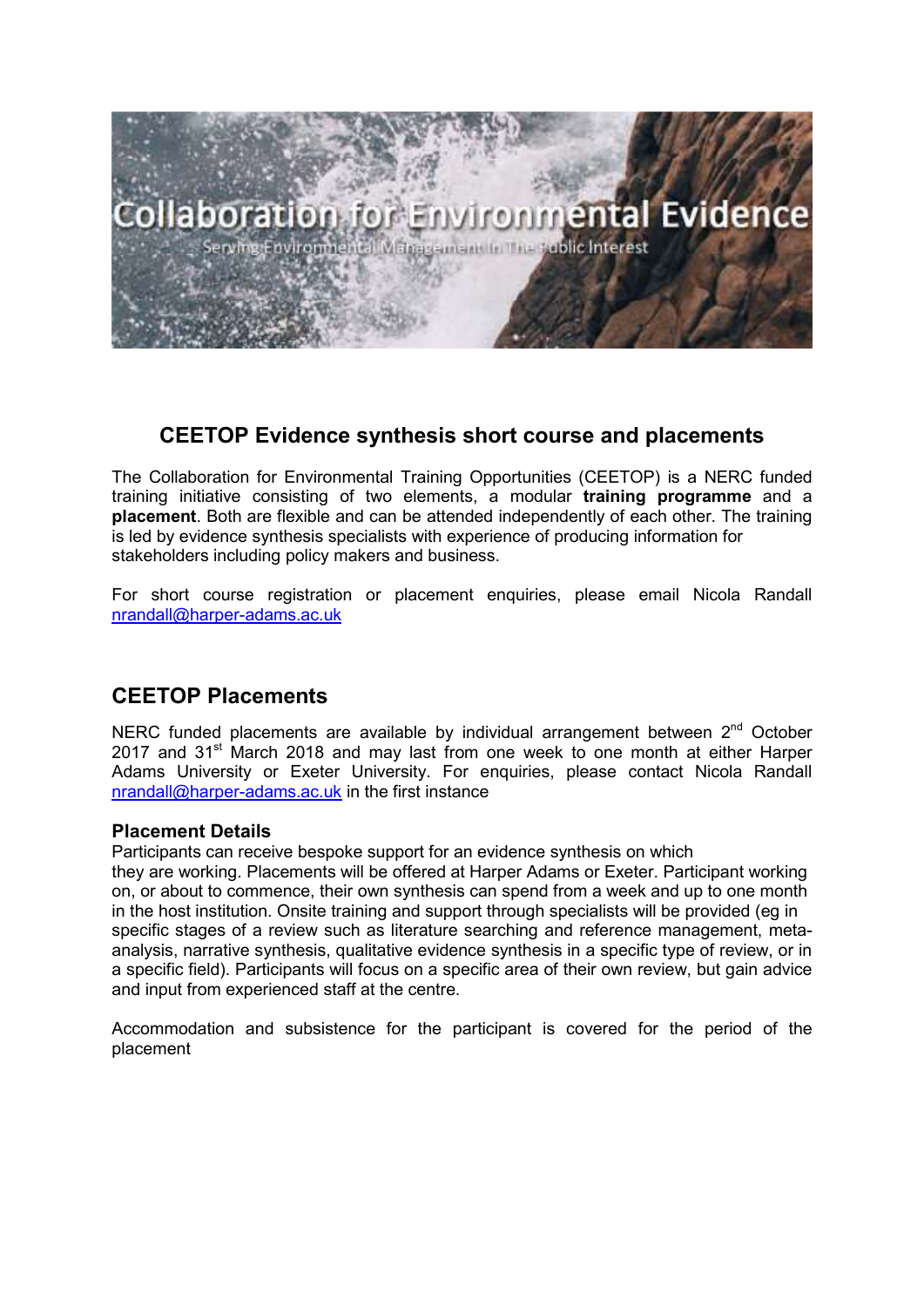Collaboration for Environmental Evidence

Serving Environmental Management In The Public Interest

## CEETOP Evidence synthesis short course and placements

The Collaboration for Environmental Training Opportunities (CEETOP) is a NERC funded training initiative consisting of two elements, a modular **training programme** and a **placement**. Both are flexible and can be attended independently of each other. The training is led by evidence synthesis specialists with experience of producing information for stakeholders including policy makers and business.

For short course registration or placement enquiries, please email Nicola Randall nrandall@harper-adams.ac.uk

## CEETOP Placements

NERC funded placements are available by individual arrangement between 2nd October 2017 and 31st March 2018 and may last from one week to one month at either Harper Adams University or Exeter University. For enquiries, please contact Nicola Randall nrandall@harper-adams.ac.uk in the first instance

### Placement Details

Participants can receive bespoke support for an evidence synthesis on which they are working. Placements will be offered at Harper Adams or Exeter. Participant working on, or about to commence, their own synthesis can spend from a week and up to one month in the host institution. Onsite training and support through specialists will be provided (eg in specific stages of a review such as literature searching and reference management, meta-analysis, narrative synthesis, qualitative evidence synthesis in a specific type of review, or in a specific field). Participants will focus on a specific area of their own review, but gain advice and input from experienced staff at the centre.

Accommodation and subsistence for the participant is covered for the period of the placement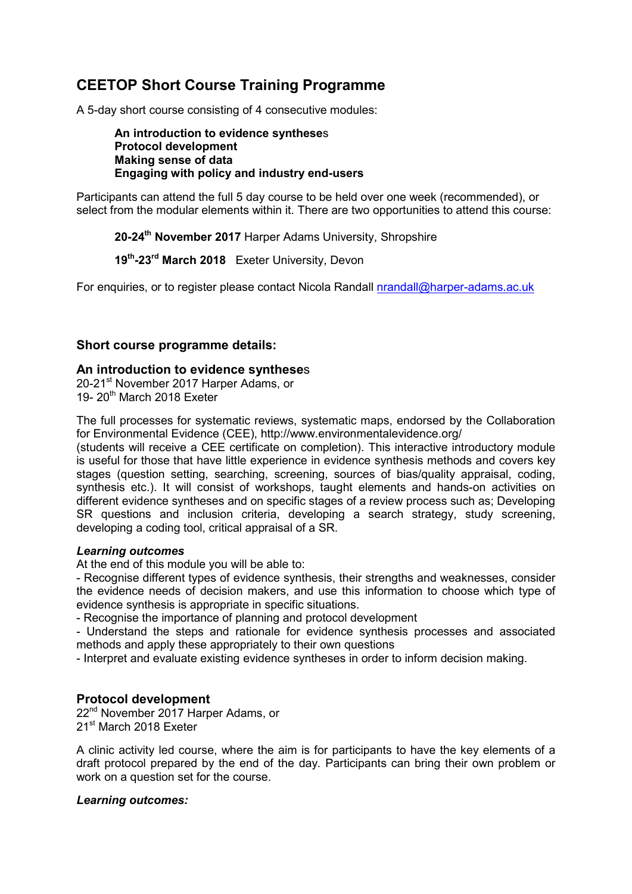# CEETOP Short Course Training Programme

A 5-day short course consisting of 4 consecutive modules:

**An introduction to evidence syntheses**
**Protocol development**
**Making sense of data**
**Engaging with policy and industry end-users**

Participants can attend the full 5 day course to be held over one week (recommended), or select from the modular elements within it. There are two opportunities to attend this course:

**20-24th November 2017** Harper Adams University, Shropshire

**19th-23rd March 2018** Exeter University, Devon

For enquiries, or to register please contact Nicola Randall nrandall@harper-adams.ac.uk

## Short course programme details:

### An introduction to evidence syntheses

20-21st November 2017 Harper Adams, or
19- 20th March 2018 Exeter

The full processes for systematic reviews, systematic maps, endorsed by the Collaboration for Environmental Evidence (CEE), http://www.environmentalevidence.org/
(students will receive a CEE certificate on completion). This interactive introductory module is useful for those that have little experience in evidence synthesis methods and covers key stages (question setting, searching, screening, sources of bias/quality appraisal, coding, synthesis etc.). It will consist of workshops, taught elements and hands-on activities on different evidence syntheses and on specific stages of a review process such as; Developing SR questions and inclusion criteria, developing a search strategy, study screening, developing a coding tool, critical appraisal of a SR.

***Learning outcomes***

At the end of this module you will be able to:

- Recognise different types of evidence synthesis, their strengths and weaknesses, consider the evidence needs of decision makers, and use this information to choose which type of evidence synthesis is appropriate in specific situations.
- Recognise the importance of planning and protocol development
- Understand the steps and rationale for evidence synthesis processes and associated methods and apply these appropriately to their own questions
- Interpret and evaluate existing evidence syntheses in order to inform decision making.

### Protocol development

22nd November 2017 Harper Adams, or
21st March 2018 Exeter

A clinic activity led course, where the aim is for participants to have the key elements of a draft protocol prepared by the end of the day. Participants can bring their own problem or work on a question set for the course.

***Learning outcomes:***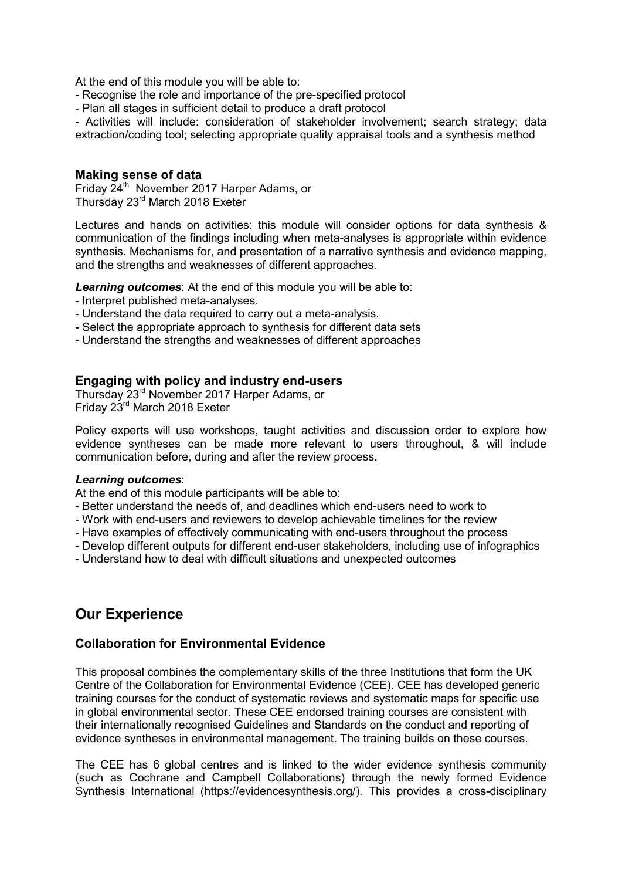At the end of this module you will be able to:

- Recognise the role and importance of the pre-specified protocol
- Plan all stages in sufficient detail to produce a draft protocol
- Activities will include: consideration of stakeholder involvement; search strategy; data extraction/coding tool; selecting appropriate quality appraisal tools and a synthesis method

### Making sense of data

Friday 24th November 2017 Harper Adams, or
Thursday 23rd March 2018 Exeter

Lectures and hands on activities: this module will consider options for data synthesis & communication of the findings including when meta-analyses is appropriate within evidence synthesis. Mechanisms for, and presentation of a narrative synthesis and evidence mapping, and the strengths and weaknesses of different approaches.

***Learning outcomes***: At the end of this module you will be able to:

- Interpret published meta-analyses.
- Understand the data required to carry out a meta-analysis.
- Select the appropriate approach to synthesis for different data sets
- Understand the strengths and weaknesses of different approaches

### Engaging with policy and industry end-users

Thursday 23rd November 2017 Harper Adams, or
Friday 23rd March 2018 Exeter

Policy experts will use workshops, taught activities and discussion order to explore how evidence syntheses can be made more relevant to users throughout, & will include communication before, during and after the review process.

***Learning outcomes***:

At the end of this module participants will be able to:

- Better understand the needs of, and deadlines which end-users need to work to
- Work with end-users and reviewers to develop achievable timelines for the review
- Have examples of effectively communicating with end-users throughout the process
- Develop different outputs for different end-user stakeholders, including use of infographics
- Understand how to deal with difficult situations and unexpected outcomes

## Our Experience

### Collaboration for Environmental Evidence

This proposal combines the complementary skills of the three Institutions that form the UK Centre of the Collaboration for Environmental Evidence (CEE). CEE has developed generic training courses for the conduct of systematic reviews and systematic maps for specific use in global environmental sector. These CEE endorsed training courses are consistent with their internationally recognised Guidelines and Standards on the conduct and reporting of evidence syntheses in environmental management. The training builds on these courses.

The CEE has 6 global centres and is linked to the wider evidence synthesis community (such as Cochrane and Campbell Collaborations) through the newly formed Evidence Synthesis International (https://evidencesynthesis.org/). This provides a cross-disciplinary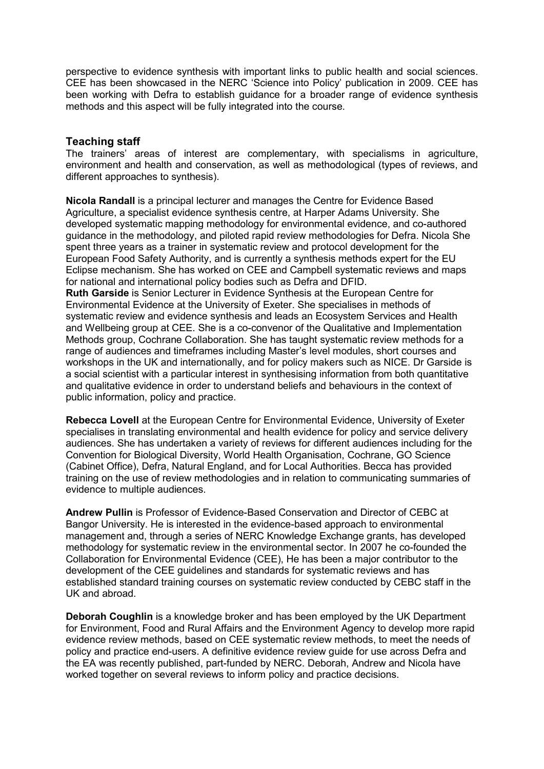perspective to evidence synthesis with important links to public health and social sciences. CEE has been showcased in the NERC 'Science into Policy' publication in 2009. CEE has been working with Defra to establish guidance for a broader range of evidence synthesis methods and this aspect will be fully integrated into the course.

## Teaching staff

The trainers' areas of interest are complementary, with specialisms in agriculture, environment and health and conservation, as well as methodological (types of reviews, and different approaches to synthesis).

**Nicola Randall** is a principal lecturer and manages the Centre for Evidence Based Agriculture, a specialist evidence synthesis centre, at Harper Adams University. She developed systematic mapping methodology for environmental evidence, and co-authored guidance in the methodology, and piloted rapid review methodologies for Defra. Nicola She spent three years as a trainer in systematic review and protocol development for the European Food Safety Authority, and is currently a synthesis methods expert for the EU Eclipse mechanism. She has worked on CEE and Campbell systematic reviews and maps for national and international policy bodies such as Defra and DFID.

**Ruth Garside** is Senior Lecturer in Evidence Synthesis at the European Centre for Environmental Evidence at the University of Exeter. She specialises in methods of systematic review and evidence synthesis and leads an Ecosystem Services and Health and Wellbeing group at CEE. She is a co-convenor of the Qualitative and Implementation Methods group, Cochrane Collaboration. She has taught systematic review methods for a range of audiences and timeframes including Master's level modules, short courses and workshops in the UK and internationally, and for policy makers such as NICE. Dr Garside is a social scientist with a particular interest in synthesising information from both quantitative and qualitative evidence in order to understand beliefs and behaviours in the context of public information, policy and practice.

**Rebecca Lovell** at the European Centre for Environmental Evidence, University of Exeter specialises in translating environmental and health evidence for policy and service delivery audiences. She has undertaken a variety of reviews for different audiences including for the Convention for Biological Diversity, World Health Organisation, Cochrane, GO Science (Cabinet Office), Defra, Natural England, and for Local Authorities. Becca has provided training on the use of review methodologies and in relation to communicating summaries of evidence to multiple audiences.

**Andrew Pullin** is Professor of Evidence-Based Conservation and Director of CEBC at Bangor University. He is interested in the evidence-based approach to environmental management and, through a series of NERC Knowledge Exchange grants, has developed methodology for systematic review in the environmental sector. In 2007 he co-founded the Collaboration for Environmental Evidence (CEE), He has been a major contributor to the development of the CEE guidelines and standards for systematic reviews and has established standard training courses on systematic review conducted by CEBC staff in the UK and abroad.

**Deborah Coughlin** is a knowledge broker and has been employed by the UK Department for Environment, Food and Rural Affairs and the Environment Agency to develop more rapid evidence review methods, based on CEE systematic review methods, to meet the needs of policy and practice end-users. A definitive evidence review guide for use across Defra and the EA was recently published, part-funded by NERC. Deborah, Andrew and Nicola have worked together on several reviews to inform policy and practice decisions.